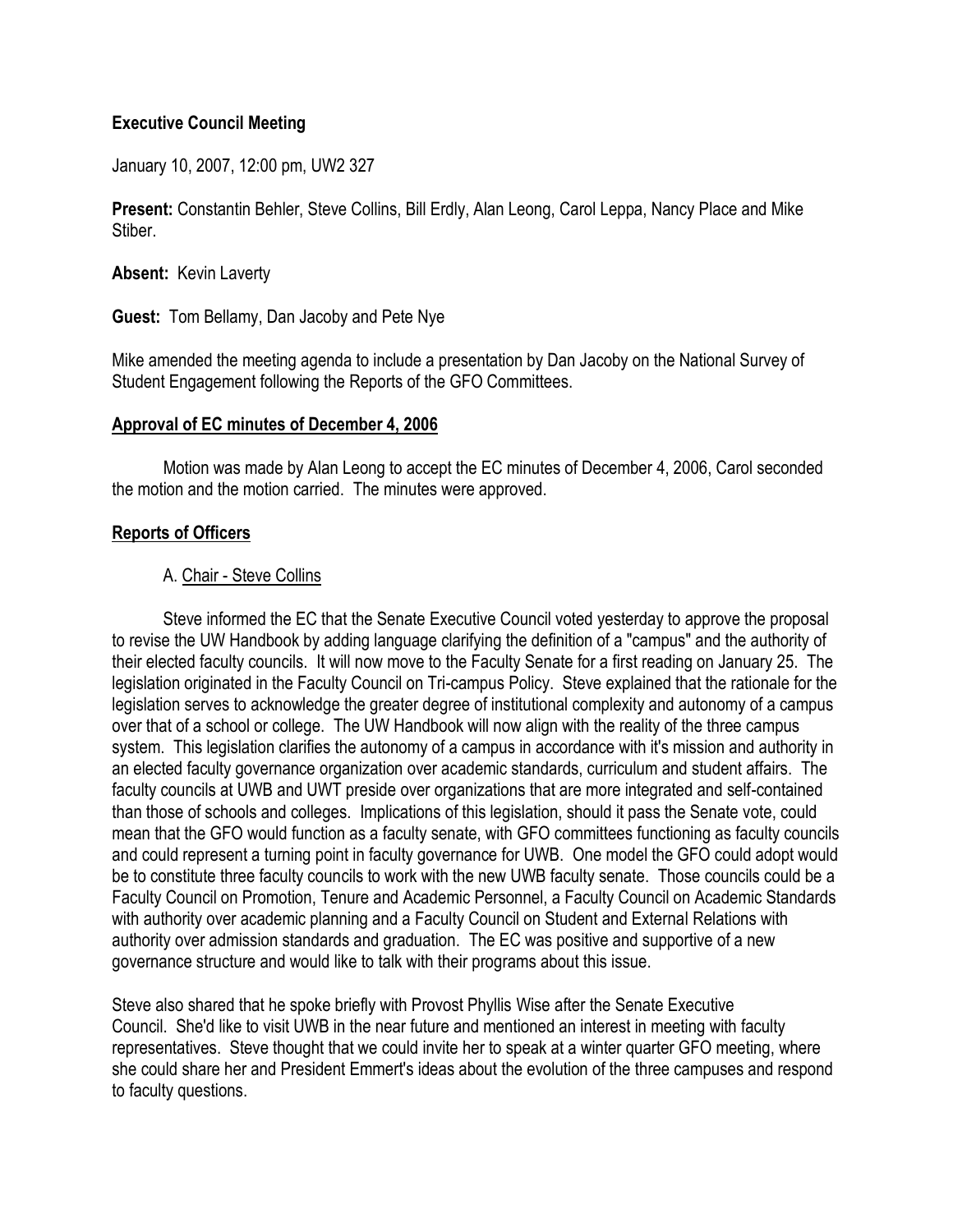**Executive Council Meeting**

January 10, 2007, 12:00 pm, UW2 327

**Present:** Constantin Behler, Steve Collins, Bill Erdly, Alan Leong, Carol Leppa, Nancy Place and Mike Stiber.

**Absent:** Kevin Laverty

**Guest:** Tom Bellamy, Dan Jacoby and Pete Nye

Mike amended the meeting agenda to include a presentation by Dan Jacoby on the National Survey of Student Engagement following the Reports of the GFO Committees.

**Approval of EC minutes of December 4, 2006**

Motion was made by Alan Leong to accept the EC minutes of December 4, 2006, Carol seconded the motion and the motion carried. The minutes were approved.

**Reports of Officers**

A. Chair - Steve Collins

Steve informed the EC that the Senate Executive Council voted yesterday to approve the proposal to revise the UW Handbook by adding language clarifying the definition of a "campus" and the authority of their elected faculty councils. It will now move to the Faculty Senate for a first reading on January 25. The legislation originated in the Faculty Council on Tri-campus Policy. Steve explained that the rationale for the legislation serves to acknowledge the greater degree of institutional complexity and autonomy of a campus over that of a school or college. The UW Handbook will now align with the reality of the three campus system. This legislation clarifies the autonomy of a campus in accordance with it's mission and authority in an elected faculty governance organization over academic standards, curriculum and student affairs. The faculty councils at UWB and UWT preside over organizations that are more integrated and self-contained than those of schools and colleges. Implications of this legislation, should it pass the Senate vote, could mean that the GFO would function as a faculty senate, with GFO committees functioning as faculty councils and could represent a turning point in faculty governance for UWB. One model the GFO could adopt would be to constitute three faculty councils to work with the new UWB faculty senate. Those councils could be a Faculty Council on Promotion, Tenure and Academic Personnel, a Faculty Council on Academic Standards with authority over academic planning and a Faculty Council on Student and External Relations with authority over admission standards and graduation. The EC was positive and supportive of a new governance structure and would like to talk with their programs about this issue.

Steve also shared that he spoke briefly with Provost Phyllis Wise after the Senate Executive Council. She'd like to visit UWB in the near future and mentioned an interest in meeting with faculty representatives. Steve thought that we could invite her to speak at a winter quarter GFO meeting, where she could share her and President Emmert's ideas about the evolution of the three campuses and respond to faculty questions.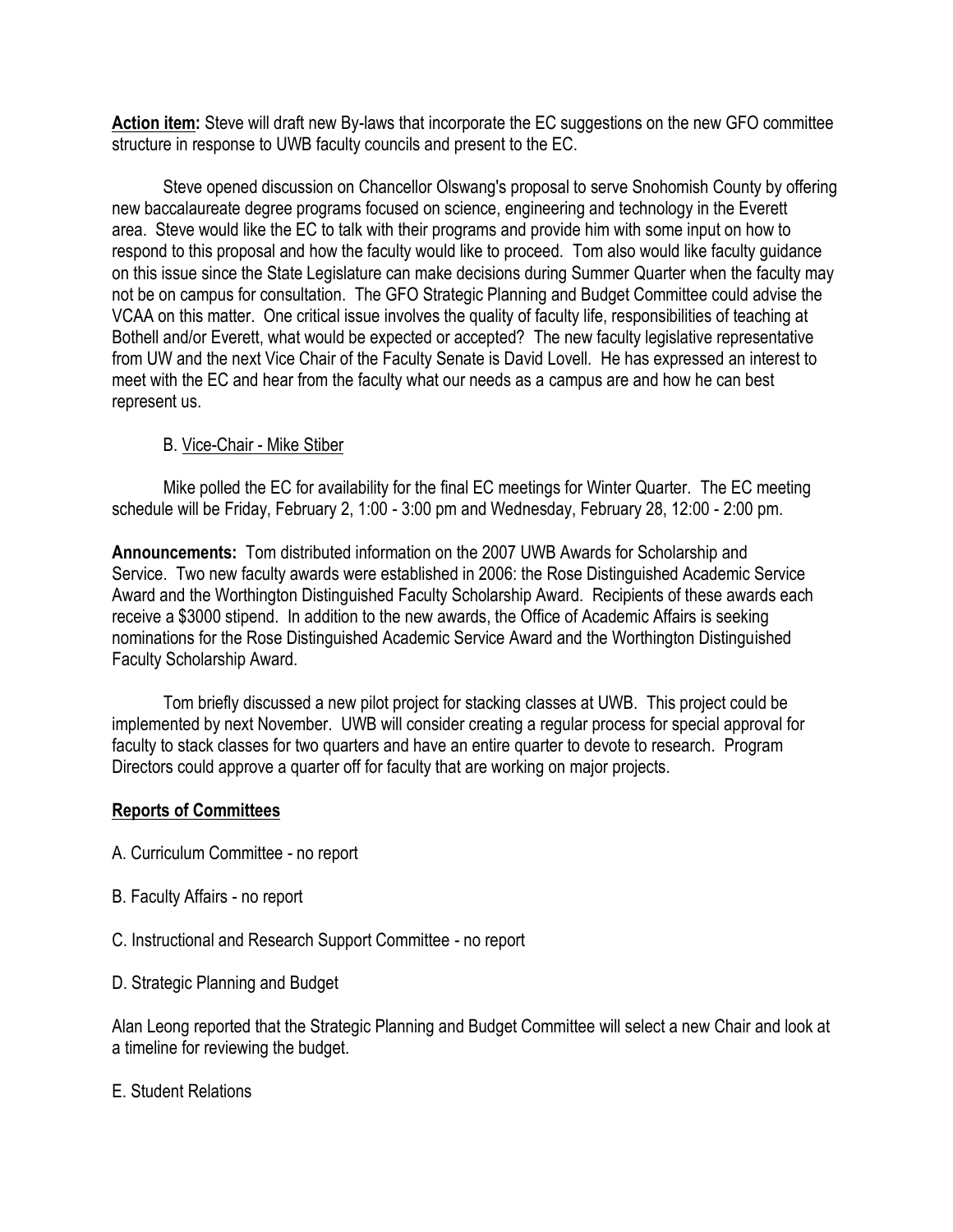**Action item:** Steve will draft new By-laws that incorporate the EC suggestions on the new GFO committee structure in response to UWB faculty councils and present to the EC.

Steve opened discussion on Chancellor Olswang's proposal to serve Snohomish County by offering new baccalaureate degree programs focused on science, engineering and technology in the Everett area. Steve would like the EC to talk with their programs and provide him with some input on how to respond to this proposal and how the faculty would like to proceed. Tom also would like faculty guidance on this issue since the State Legislature can make decisions during Summer Quarter when the faculty may not be on campus for consultation. The GFO Strategic Planning and Budget Committee could advise the VCAA on this matter. One critical issue involves the quality of faculty life, responsibilities of teaching at Bothell and/or Everett, what would be expected or accepted? The new faculty legislative representative from UW and the next Vice Chair of the Faculty Senate is David Lovell. He has expressed an interest to meet with the EC and hear from the faculty what our needs as a campus are and how he can best represent us.

B. Vice-Chair - Mike Stiber

Mike polled the EC for availability for the final EC meetings for Winter Quarter. The EC meeting schedule will be Friday, February 2, 1:00 - 3:00 pm and Wednesday, February 28, 12:00 - 2:00 pm.

**Announcements:** Tom distributed information on the 2007 UWB Awards for Scholarship and Service. Two new faculty awards were established in 2006: the Rose Distinguished Academic Service Award and the Worthington Distinguished Faculty Scholarship Award. Recipients of these awards each receive a $3000 stipend. In addition to the new awards, the Office of Academic Affairs is seeking nominations for the Rose Distinguished Academic Service Award and the Worthington Distinguished Faculty Scholarship Award.

Tom briefly discussed a new pilot project for stacking classes at UWB. This project could be implemented by next November. UWB will consider creating a regular process for special approval for faculty to stack classes for two quarters and have an entire quarter to devote to research. Program Directors could approve a quarter off for faculty that are working on major projects.

## Reports of Committees

A. Curriculum Committee - no report

B. Faculty Affairs - no report

C. Instructional and Research Support Committee - no report

D. Strategic Planning and Budget

Alan Leong reported that the Strategic Planning and Budget Committee will select a new Chair and look at a timeline for reviewing the budget.

E. Student Relations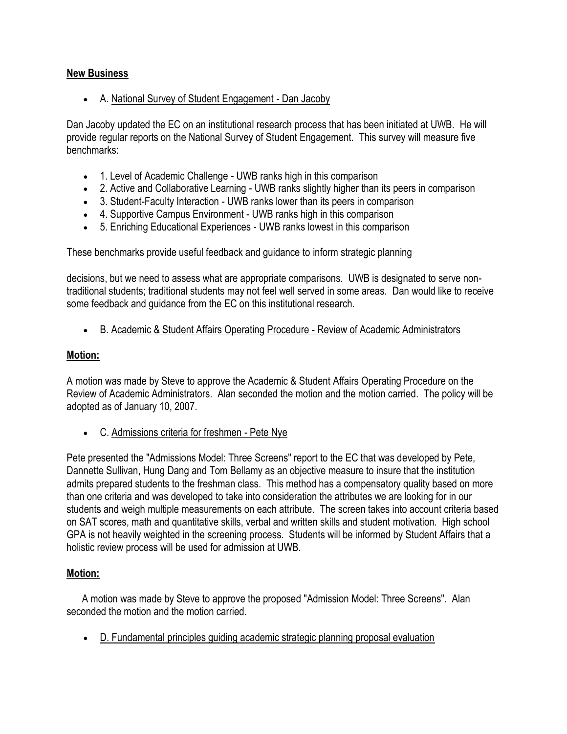**New Business**

- A. National Survey of Student Engagement - Dan Jacoby

Dan Jacoby updated the EC on an institutional research process that has been initiated at UWB. He will provide regular reports on the National Survey of Student Engagement. This survey will measure five benchmarks:

- 1. Level of Academic Challenge - UWB ranks high in this comparison
- 2. Active and Collaborative Learning - UWB ranks slightly higher than its peers in comparison
- 3. Student-Faculty Interaction - UWB ranks lower than its peers in comparison
- 4. Supportive Campus Environment - UWB ranks high in this comparison
- 5. Enriching Educational Experiences - UWB ranks lowest in this comparison

These benchmarks provide useful feedback and guidance to inform strategic planning

decisions, but we need to assess what are appropriate comparisons. UWB is designated to serve non-traditional students; traditional students may not feel well served in some areas. Dan would like to receive some feedback and guidance from the EC on this institutional research.

- B. Academic & Student Affairs Operating Procedure - Review of Academic Administrators

**Motion:**

A motion was made by Steve to approve the Academic & Student Affairs Operating Procedure on the Review of Academic Administrators. Alan seconded the motion and the motion carried. The policy will be adopted as of January 10, 2007.

- C. Admissions criteria for freshmen - Pete Nye

Pete presented the "Admissions Model: Three Screens" report to the EC that was developed by Pete, Dannette Sullivan, Hung Dang and Tom Bellamy as an objective measure to insure that the institution admits prepared students to the freshman class. This method has a compensatory quality based on more than one criteria and was developed to take into consideration the attributes we are looking for in our students and weigh multiple measurements on each attribute. The screen takes into account criteria based on SAT scores, math and quantitative skills, verbal and written skills and student motivation. High school GPA is not heavily weighted in the screening process. Students will be informed by Student Affairs that a holistic review process will be used for admission at UWB.

**Motion:**

A motion was made by Steve to approve the proposed "Admission Model: Three Screens". Alan seconded the motion and the motion carried.

- D. Fundamental principles guiding academic strategic planning proposal evaluation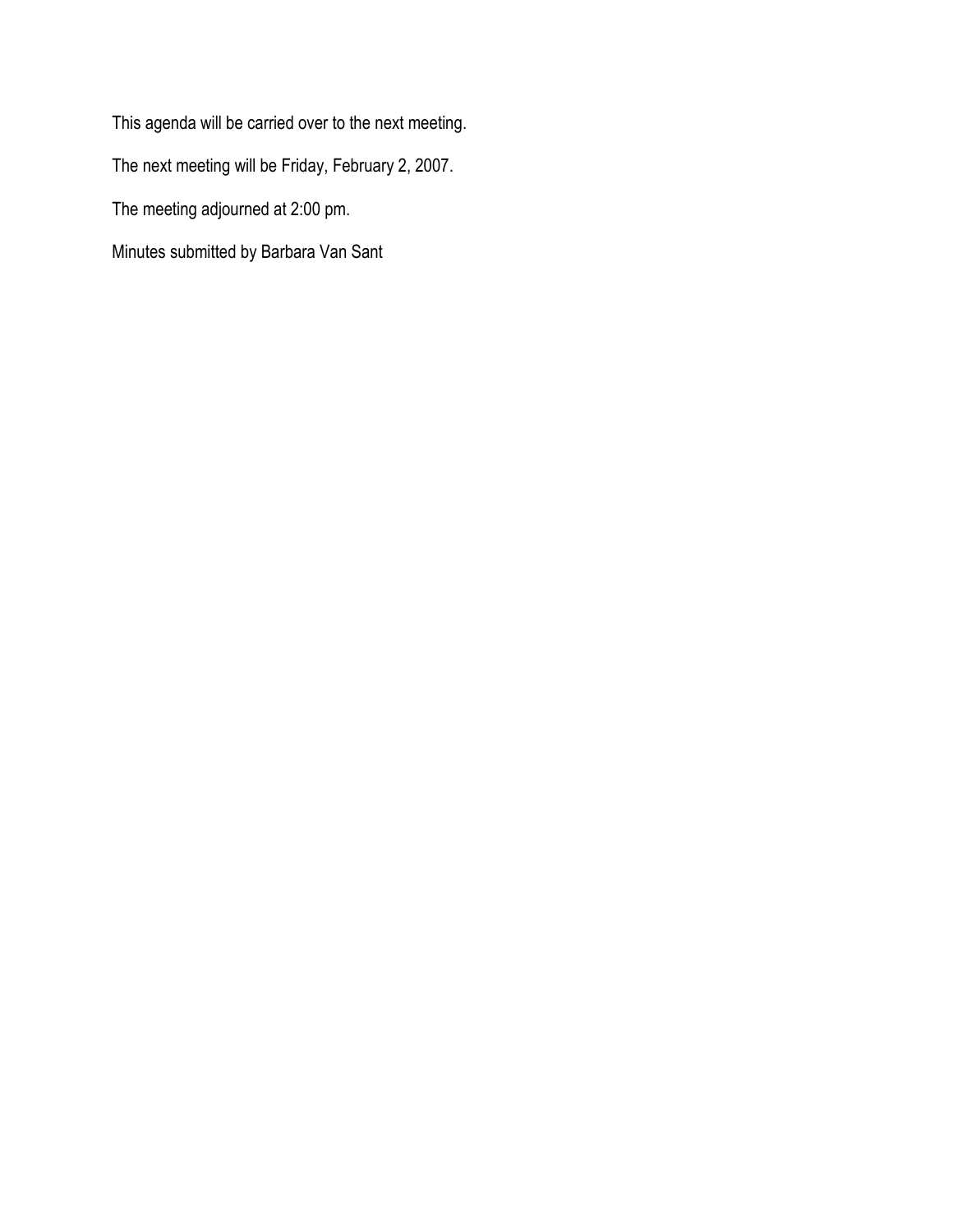This agenda will be carried over to the next meeting.

The next meeting will be Friday, February 2, 2007.

The meeting adjourned at 2:00 pm.

Minutes submitted by Barbara Van Sant